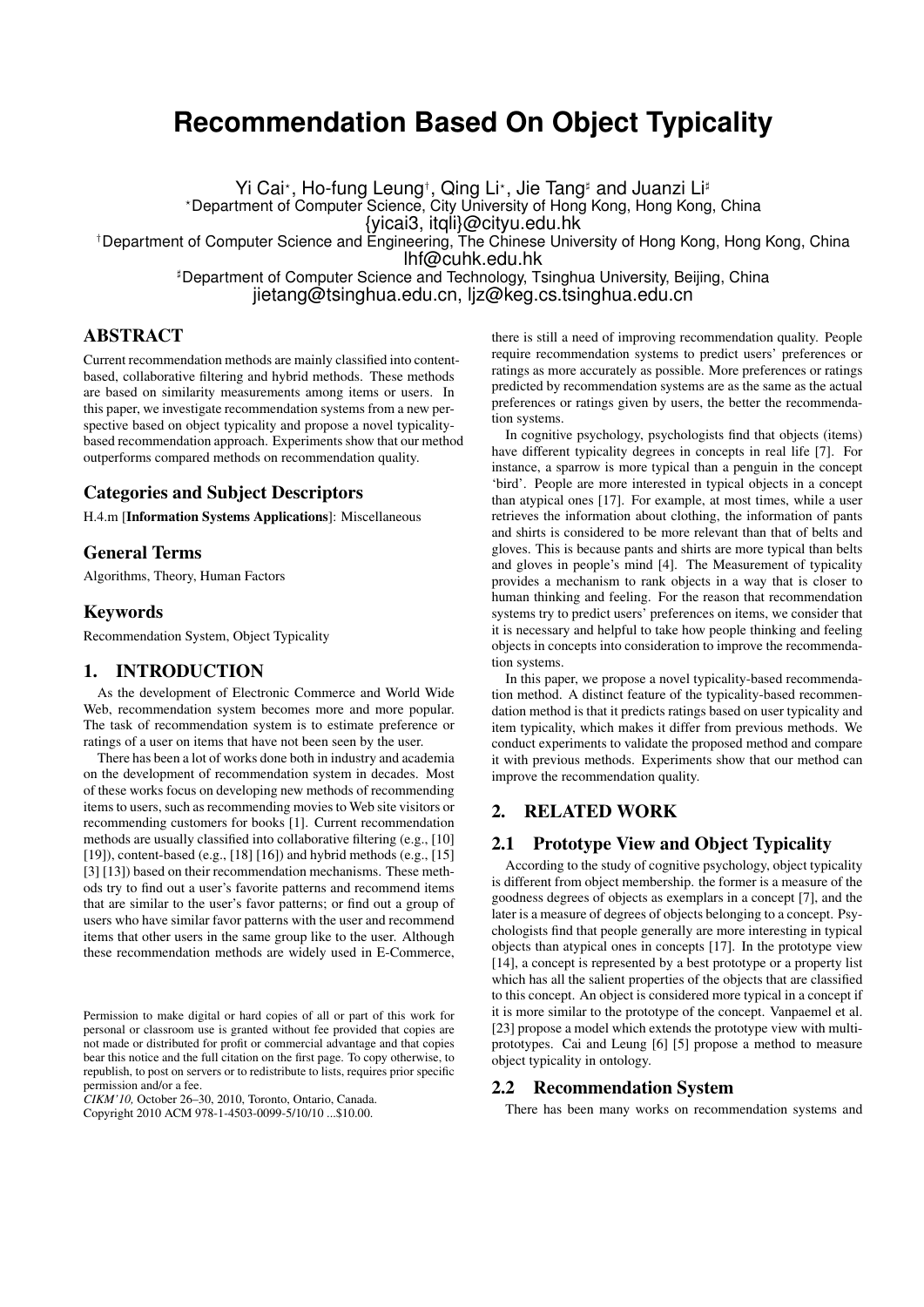# Recommendation Based On Object Typicality

Yi Cai[⋆], Ho-fung Leung[†], Qing Li[⋆], Jie Tang[♯] and Juanzi Li[♯]

[⋆]Department of Computer Science, City University of Hong Kong, Hong Kong, China
{yicai3, itqli}@cityu.edu.hk

[†]Department of Computer Science and Engineering, The Chinese University of Hong Kong, Hong Kong, China
lhf@cuhk.edu.hk

[♯]Department of Computer Science and Technology, Tsinghua University, Beijing, China
jietang@tsinghua.edu.cn, ljz@keg.cs.tsinghua.edu.cn

## ABSTRACT

Current recommendation methods are mainly classified into content-based, collaborative filtering and hybrid methods. These methods are based on similarity measurements among items or users. In this paper, we investigate recommendation systems from a new perspective based on object typicality and propose a novel typicality-based recommendation approach. Experiments show that our method outperforms compared methods on recommendation quality.

### Categories and Subject Descriptors

H.4.m [**Information Systems Applications**]: Miscellaneous

### General Terms

Algorithms, Theory, Human Factors

### Keywords

Recommendation System, Object Typicality

## 1. INTRODUCTION

As the development of Electronic Commerce and World Wide Web, recommendation system becomes more and more popular. The task of recommendation system is to estimate preference or ratings of a user on items that have not been seen by the user.

There has been a lot of works done both in industry and academia on the development of recommendation system in decades. Most of these works focus on developing new methods of recommending items to users, such as recommending movies to Web site visitors or recommending customers for books [1]. Current recommendation methods are usually classified into collaborative filtering (e.g., [10] [19]), content-based (e.g., [18] [16]) and hybrid methods (e.g., [15] [3] [13]) based on their recommendation mechanisms. These methods try to find out a user's favorite patterns and recommend items that are similar to the user's favor patterns; or find out a group of users who have similar favor patterns with the user and recommend items that other users in the same group like to the user. Although these recommendation methods are widely used in E-Commerce, there is still a need of improving recommendation quality. People require recommendation systems to predict users' preferences or ratings as more accurately as possible. More preferences or ratings predicted by recommendation systems are as the same as the actual preferences or ratings given by users, the better the recommendation systems.

In cognitive psychology, psychologists find that objects (items) have different typicality degrees in concepts in real life [7]. For instance, a sparrow is more typical than a penguin in the concept 'bird'. People are more interested in typical objects in a concept than atypical ones [17]. For example, at most times, while a user retrieves the information about clothing, the information of pants and shirts is considered to be more relevant than that of belts and gloves. This is because pants and shirts are more typical than belts and gloves in people's mind [4]. The Measurement of typicality provides a mechanism to rank objects in a way that is closer to human thinking and feeling. For the reason that recommendation systems try to predict users' preferences on items, we consider that it is necessary and helpful to take how people thinking and feeling objects in concepts into consideration to improve the recommendation systems.

In this paper, we propose a novel typicality-based recommendation method. A distinct feature of the typicality-based recommendation method is that it predicts ratings based on user typicality and item typicality, which makes it differ from previous methods. We conduct experiments to validate the proposed method and compare it with previous methods. Experiments show that our method can improve the recommendation quality.

## 2. RELATED WORK

### 2.1 Prototype View and Object Typicality

According to the study of cognitive psychology, object typicality is different from object membership. the former is a measure of the goodness degrees of objects as exemplars in a concept [7], and the later is a measure of degrees of objects belonging to a concept. Psychologists find that people generally are more interesting in typical objects than atypical ones in concepts [17]. In the prototype view [14], a concept is represented by a best prototype or a property list which has all the salient properties of the objects that are classified to this concept. An object is considered more typical in a concept if it is more similar to the prototype of the concept. Vanpaemel et al. [23] propose a model which extends the prototype view with multi-prototypes. Cai and Leung [6] [5] propose a method to measure object typicality in ontology.

### 2.2 Recommendation System

There has been many works on recommendation systems and

Permission to make digital or hard copies of all or part of this work for personal or classroom use is granted without fee provided that copies are not made or distributed for profit or commercial advantage and that copies bear this notice and the full citation on the first page. To copy otherwise, to republish, to post on servers or to redistribute to lists, requires prior specific permission and/or a fee.
*CIKM'10,* October 26–30, 2010, Toronto, Ontario, Canada.
Copyright 2010 ACM 978-1-4503-0099-5/10/10 ...$10.00.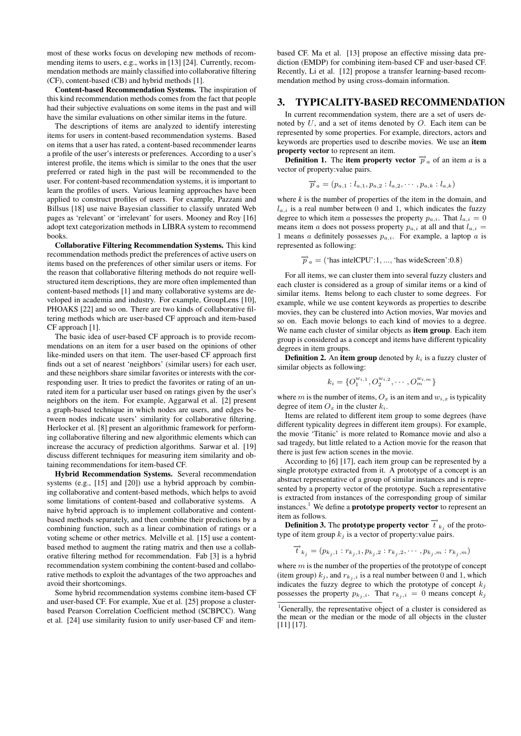most of these works focus on developing new methods of recommending items to users, e.g., works in [13] [24]. Currently, recommendation methods are mainly classified into collaborative filtering (CF), content-based (CB) and hybrid methods [1].

**Content-based Recommendation Systems.** The inspiration of this kind recommendation methods comes from the fact that people had their subjective evaluations on some items in the past and will have the similar evaluations on other similar items in the future.

The descriptions of items are analyzed to identify interesting items for users in content-based recommendation systems. Based on items that a user has rated, a content-based recommender learns a profile of the user's interests or preferences. According to a user's interest profile, the items which is similar to the ones that the user preferred or rated high in the past will be recommended to the user. For content-based recommendation systems, it is important to learn the profiles of users. Various learning approaches have been applied to construct profiles of users. For example, Pazzani and Billsus [18] use naive Bayesian classifier to classify unrated Web pages as 'relevant' or 'irrelevant' for users. Mooney and Roy [16] adopt text categorization methods in LIBRA system to recommend books.

**Collaborative Filtering Recommendation Systems.** This kind recommendation methods predict the preferences of active users on items based on the preferences of other similar users or items. For the reason that collaborative filtering methods do not require well-structured item descriptions, they are more often implemented than content-based methods [1] and many collaborative systems are developed in academia and industry. For example, GroupLens [10], PHOAKS [22] and so on. There are two kinds of collaborative filtering methods which are user-based CF approach and item-based CF approach [1].

The basic idea of user-based CF approach is to provide recommendations on an item for a user based on the opinions of other like-minded users on that item. The user-based CF approach first finds out a set of nearest 'neighbors' (similar users) for each user, and these neighbors share similar favorites or interests with the corresponding user. It tries to predict the favorites or rating of an unrated item for a particular user based on ratings given by the user's neighbors on the item. For example, Aggarwal et al. [2] present a graph-based technique in which nodes are users, and edges between nodes indicate users' similarity for collaborative filtering. Herlocker et al. [8] present an algorithmic framework for performing collaborative filtering and new algorithmic elements which can increase the accuracy of prediction algorithms. Sarwar et al. [19] discuss different techniques for measuring item similarity and obtaining recommendations for item-based CF.

**Hybrid Recommendation Systems.** Several recommendation systems (e.g., [15] and [20]) use a hybrid approach by combining collaborative and content-based methods, which helps to avoid some limitations of content-based and collaborative systems. A naive hybrid approach is to implement collaborative and content-based methods separately, and then combine their predictions by a combining function, such as a linear combination of ratings or a voting scheme or other metrics. Melville et al. [15] use a content-based method to augment the rating matrix and then use a collaborative filtering method for recommendation. Fab [3] is a hybrid recommendation system combining the content-based and collaborative methods to exploit the advantages of the two approaches and avoid their shortcomings.

Some hybrid recommendation systems combine item-based CF and user-based CF. For example, Xue et al. [25] propose a cluster-based Pearson Correlation Coefficient method (SCBPCC). Wang et al. [24] use similarity fusion to unify user-based CF and item-based CF. Ma et al. [13] propose an effective missing data prediction (EMDP) for combining item-based CF and user-based CF. Recently, Li et al. [12] propose a transfer learning-based recommendation method by using cross-domain information.

# 3. TYPICALITY-BASED RECOMMENDATION

In current recommendation system, there are a set of users denoted by $U$, and a set of items denoted by $O$. Each item can be represented by some properties. For example, directors, actors and keywords are properties used to describe movies. We use an **item property vector** to represent an item.

**Definition 1.** The **item property vector** $\overrightarrow{p}_a$ of an item *a* is a vector of property:value pairs.

$$\overrightarrow{p}_a = (p_{a,1} : l_{a,1}, p_{a,2} : l_{a,2}, \cdots, p_{a,k} : l_{a,k})$$

where *k* is the number of properties of the item in the domain, and $l_{a,i}$ is a real number between 0 and 1, which indicates the fuzzy degree to which item $a$ possesses the property $p_{a,i}$. That $l_{a,i} = 0$ means item $a$ does not possess property $p_{a,i}$ at all and that $l_{a,i} = 1$ means $a$ definitely possesses $p_{a,i}$. For example, a laptop $a$ is represented as following:

$$\overrightarrow{p}_a = (\text{'has intelCPU'}:1, ..., \text{'has wideScreen'}:0.8)$$

For all items, we can cluster them into several fuzzy clusters and each cluster is considered as a group of similar items or a kind of similar items. Items belong to each cluster to some degrees. For example, while we use content keywords as properties to describe movies, they can be clustered into Action movies, War movies and so on. Each movie belongs to each kind of movies to a degree. We name each cluster of similar objects as **item group**. Each item group is considered as a concept and items have different typicality degrees in item groups.

**Definition 2.** An **item group** denoted by $k_i$ is a fuzzy cluster of similar objects as following:

$$k_i = \{O_1^{w_{i,1}}, O_2^{w_{i,2}}, \cdots, O_m^{w_{i,m}}\}$$

where $m$ is the number of items, $O_x$ is an item and $w_{i,x}$ is typicality degree of item $O_x$ in the cluster $k_i$.

Items are related to different item group to some degrees (have different typicality degrees in different item groups). For example, the movie 'Titanic' is more related to Romance movie and also a sad tragedy, but little related to a Action movie for the reason that there is just few action scenes in the movie.

According to [6] [17], each item group can be represented by a single prototype extracted from it. A prototype of a concept is an abstract representative of a group of similar instances and is represented by a property vector of the prototype. Such a representative is extracted from instances of the corresponding group of similar instances.[1] We define a **prototype property vector** to represent an item as follows.

**Definition 3.** The **prototype property vector** $\overrightarrow{t}_{k_j}$ of the prototype of item group $k_j$ is a vector of property:value pairs.

$$\overrightarrow{t}_{k_j} = (p_{k_j,1} : r_{k_j,1}, p_{k_j,2} : r_{k_j,2}, \cdots, p_{k_j,m} : r_{k_j,m})$$

where $m$ is the number of the properties of the prototype of concept (item group) $k_j$, and $r_{k_j,i}$ is a real number between 0 and 1, which indicates the fuzzy degree to which the prototype of concept $k_j$ possesses the property $p_{k_j,i}$. That $r_{k_j,i} = 0$ means concept $k_j$

[1] Generally, the representative object of a cluster is considered as the mean or the median or the mode of all objects in the cluster [11] [17].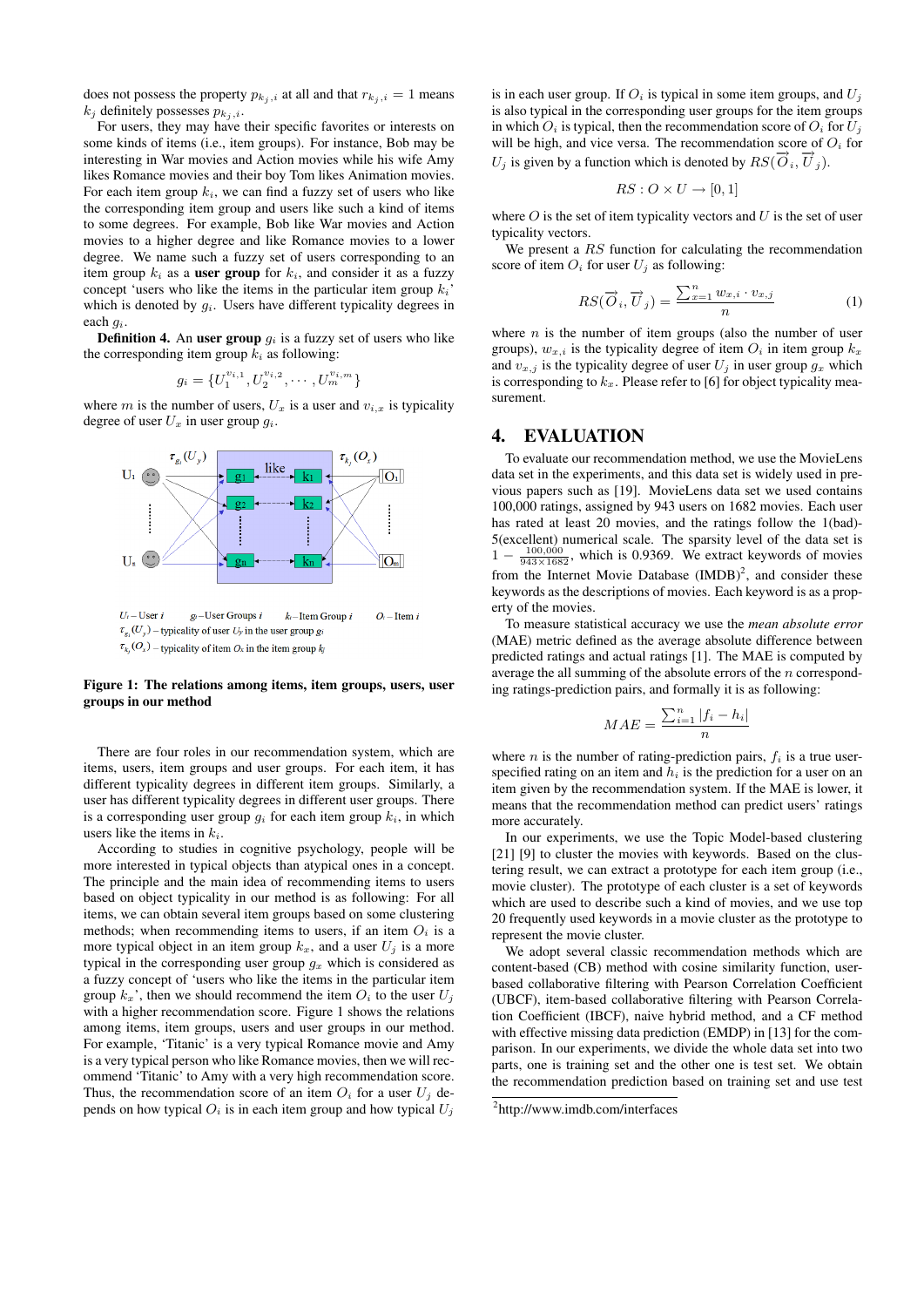does not possess the property $p_{k_j,i}$ at all and that $r_{k_j,i} = 1$ means $k_j$ definitely possesses $p_{k_j,i}$.

For users, they may have their specific favorites or interests on some kinds of items (i.e., item groups). For instance, Bob may be interesting in War movies and Action movies while his wife Amy likes Romance movies and their boy Tom likes Animation movies. For each item group $k_i$, we can find a fuzzy set of users who like the corresponding item group and users like such a kind of items to some degrees. For example, Bob like War movies and Action movies to a higher degree and like Romance movies to a lower degree. We name such a fuzzy set of users corresponding to an item group $k_i$ as a **user group** for $k_i$, and consider it as a fuzzy concept 'users who like the items in the particular item group $k_i$' which is denoted by $g_i$. Users have different typicality degrees in each $g_i$.

**Definition 4.** An **user group** $g_i$ is a fuzzy set of users who like the corresponding item group $k_i$ as following:

$$g_i = \{U_1^{v_{i,1}}, U_2^{v_{i,2}}, \cdots, U_m^{v_{i,m}}\}$$

where $m$ is the number of users, $U_x$ is a user and $v_{i,x}$ is typicality degree of user $U_x$ in user group $g_i$.

**Figure 1: The relations among items, item groups, users, user groups in our method**

There are four roles in our recommendation system, which are items, users, item groups and user groups. For each item, it has different typicality degrees in different item groups. Similarly, a user has different typicality degrees in different user groups. There is a corresponding user group $g_i$ for each item group $k_i$, in which users like the items in $k_i$.

According to studies in cognitive psychology, people will be more interested in typical objects than atypical ones in a concept. The principle and the main idea of recommending items to users based on object typicality in our method is as following: For all items, we can obtain several item groups based on some clustering methods; when recommending items to users, if an item $O_i$ is a more typical object in an item group $k_x$, and a user $U_j$ is a more typical in the corresponding user group $g_x$ which is considered as a fuzzy concept of 'users who like the items in the particular item group $k_x$', then we should recommend the item $O_i$ to the user $U_j$ with a higher recommendation score. Figure 1 shows the relations among items, item groups, users and user groups in our method. For example, 'Titanic' is a very typical Romance movie and Amy is a very typical person who like Romance movies, then we will recommend 'Titanic' to Amy with a very high recommendation score. Thus, the recommendation score of an item $O_i$ for a user $U_j$ depends on how typical $O_i$ is in each item group and how typical $U_j$ is in each user group. If $O_i$ is typical in some item groups, and $U_j$ is also typical in the corresponding user groups for the item groups in which $O_i$ is typical, then the recommendation score of $O_i$ for $U_j$ will be high, and vice versa. The recommendation score of $O_i$ for $U_j$ is given by a function which is denoted by $RS(\overrightarrow{O}_i, \overrightarrow{U}_j)$.

$$RS : O \times U \rightarrow [0, 1]$$

where $O$ is the set of item typicality vectors and $U$ is the set of user typicality vectors.

We present a $RS$ function for calculating the recommendation score of item $O_i$ for user $U_j$ as following:

$$RS(\overrightarrow{O}_i, \overrightarrow{U}_j) = \frac{\sum_{x=1}^{n} w_{x,i} \cdot v_{x,j}}{n} \tag{1}$$

where $n$ is the number of item groups (also the number of user groups), $w_{x,i}$ is the typicality degree of item $O_i$ in item group $k_x$ and $v_{x,j}$ is the typicality degree of user $U_j$ in user group $g_x$ which is corresponding to $k_x$. Please refer to [6] for object typicality measurement.

# 4. EVALUATION

To evaluate our recommendation method, we use the MovieLens data set in the experiments, and this data set is widely used in previous papers such as [19]. MovieLens data set we used contains 100,000 ratings, assigned by 943 users on 1682 movies. Each user has rated at least 20 movies, and the ratings follow the 1(bad)-5(excellent) numerical scale. The sparsity level of the data set is $1 - \frac{100,000}{943 \times 1682}$, which is 0.9369. We extract keywords of movies from the Internet Movie Database (IMDB)[2], and consider these keywords as the descriptions of movies. Each keyword is as a property of the movies.

To measure statistical accuracy we use the *mean absolute error* (MAE) metric defined as the average absolute difference between predicted ratings and actual ratings [1]. The MAE is computed by average the all summing of the absolute errors of the $n$ corresponding ratings-prediction pairs, and formally it is as following:

$$MAE = \frac{\sum_{i=1}^{n} |f_i - h_i|}{n}$$

where $n$ is the number of rating-prediction pairs, $f_i$ is a true user-specified rating on an item and $h_i$ is the prediction for a user on an item given by the recommendation system. If the MAE is lower, it means that the recommendation method can predict users' ratings more accurately.

In our experiments, we use the Topic Model-based clustering [21] [9] to cluster the movies with keywords. Based on the clustering result, we can extract a prototype for each item group (i.e., movie cluster). The prototype of each cluster is a set of keywords which are used to describe such a kind of movies, and we use top 20 frequently used keywords in a movie cluster as the prototype to represent the movie cluster.

We adopt several classic recommendation methods which are content-based (CB) method with cosine similarity function, user-based collaborative filtering with Pearson Correlation Coefficient (UBCF), item-based collaborative filtering with Pearson Correlation Coefficient (IBCF), naive hybrid method, and a CF method with effective missing data prediction (EMDP) in [13] for the comparison. In our experiments, we divide the whole data set into two parts, one is training set and the other one is test set. We obtain the recommendation prediction based on training set and use test

[2] http://www.imdb.com/interfaces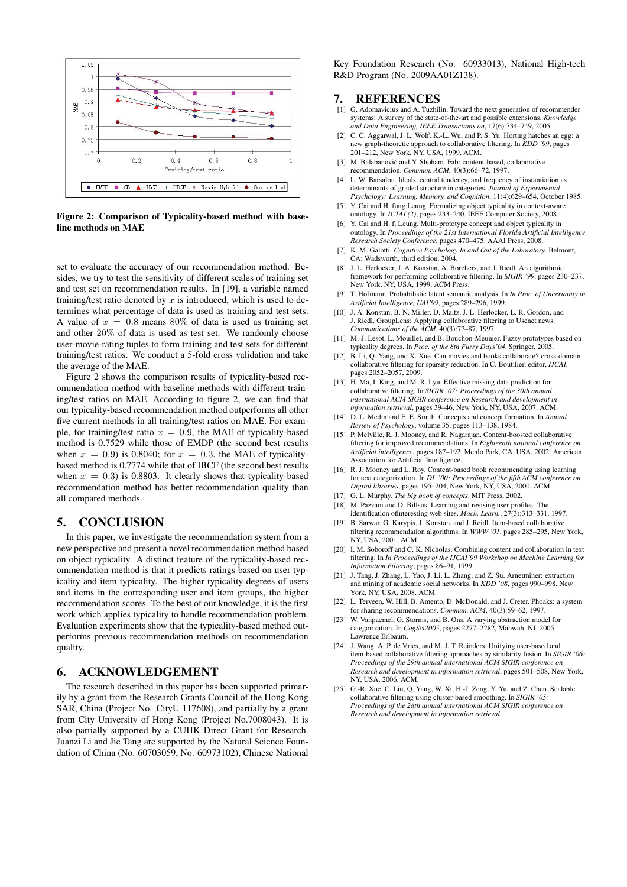1.05
1
0.95
0.9
0.85
0.8
0.75
0.7
MAE
0
0.2
0.4
0.6
0.8
1
Training/test ratio
EMDP
CB
IBCF
UBCF
Navie Hybrid
Our method

**Figure 2: Comparison of Typicality-based method with baseline methods on MAE**

set to evaluate the accuracy of our recommendation method. Besides, we try to test the sensitivity of different scales of training set and test set on recommendation results. In [19], a variable named training/test ratio denoted by $x$ is introduced, which is used to determines what percentage of data is used as training and test sets. A value of $x = 0.8$ means 80% of data is used as training set and other 20% of data is used as test set. We randomly choose user-movie-rating tuples to form training and test sets for different training/test ratios. We conduct a 5-fold cross validation and take the average of the MAE.

Figure 2 shows the comparison results of typicality-based recommendation method with baseline methods with different training/test ratios on MAE. According to figure 2, we can find that our typicality-based recommendation method outperforms all other five current methods in all training/test ratios on MAE. For example, for training/test ratio $x = 0.9$, the MAE of typicality-based method is 0.7529 while those of EMDP (the second best results when $x = 0.9$) is 0.8040; for $x = 0.3$, the MAE of typicality-based method is 0.7774 while that of IBCF (the second best results when $x = 0.3$) is 0.8803. It clearly shows that typicality-based recommendation method has better recommendation quality than all compared methods.

## 5. CONCLUSION

In this paper, we investigate the recommendation system from a new perspective and present a novel recommendation method based on object typicality. A distinct feature of the typicality-based recommendation method is that it predicts ratings based on user typicality and item typicality. The higher typicality of users and items in the corresponding user and item groups, the higher recommendation scores. To the best of our knowledge, it is the first work which applies typicality to handle recommendation problem. Evaluation experiments show that the typicality-based method outperforms previous recommendation methods on recommendation quality.

## 6. ACKNOWLEDGEMENT

The research described in this paper has been supported primarily by a grant from the Research Grants Council of the Hong Kong SAR, China (Project No. CityU 117608), and partially by a grant from City University of Hong Kong (Project No.7008043). It is also partially supported by a CUHK Direct Grant for Research. Juanzi Li and Jie Tang are supported by the Natural Science Foundation of China (No. 60703059, No. 60973102), Chinese National Key Foundation Research (No. 60933013), National High-tech R&D Program (No. 2009AA01Z138).

## 7. REFERENCES

[1] G. Adomavicius and A. Tuzhilin. Toward the next generation of recommender systems: A survey of the state-of-the-art and possible extensions. *Knowledge and Data Engineering, IEEE Transactions on*, 17(6):734–749, 2005.

[2] C. C. Aggarwal, J. L. Wolf, K.-L. Wu, and P. S. Yu. Horting hatches an egg: a new graph-theoretic approach to collaborative filtering. In *KDD '99*, pages 201–212, New York, NY, USA, 1999. ACM.

[3] M. Balabanović and Y. Shoham. Fab: content-based, collaborative recommendation. *Commun. ACM*, 40(3):66–72, 1997.

[4] L. W. Barsalou. Ideals, central tendency, and frequency of instantiation as determinants of graded structure in categories. *Journal of Experimental Psychology: Learning, Memory, and Cognition*, 11(4):629–654, October 1985.

[5] Y. Cai and H. fung Leung. Formalizing object typicality in context-aware ontology. In *ICTAI (2)*, pages 233–240. IEEE Computer Society, 2008.

[6] Y. Cai and H. f. Leung. Multi-prototype concept and object typicality in ontology. In *Proceedings of the 21st International Florida Artificial Intelligence Research Society Conference*, pages 470–475. AAAI Press, 2008.

[7] K. M. Galotti. *Cognitive Psychology In and Out of the Laboratory*. Belmont, CA: Wadsworth, third edition, 2004.

[8] J. L. Herlocker, J. A. Konstan, A. Borchers, and J. Riedl. An algorithmic framework for performing collaborative filtering. In *SIGIR '99*, pages 230–237, New York, NY, USA, 1999. ACM Press.

[9] T. Hofmann. Probabilistic latent semantic analysis. In *In Proc. of Uncertainty in Artificial Intelligence, UAI'99*, pages 289–296, 1999.

[10] J. A. Konstan, B. N. Miller, D. Maltz, J. L. Herlocker, L. R. Gordon, and J. Riedl. GroupLens: Applying collaborative filtering to Usenet news. *Communications of the ACM*, 40(3):77–87, 1997.

[11] M.-J. Lesot, L. Mouillet, and B. Bouchon-Meunier. Fuzzy prototypes based on typicality degrees. In *Proc. of the 8th Fuzzy Days'04*. Springer, 2005.

[12] B. Li, Q. Yang, and X. Xue. Can movies and books collaborate? cross-domain collaborative filtering for sparsity reduction. In C. Boutilier, editor, *IJCAI*, pages 2052–2057, 2009.

[13] H. Ma, I. King, and M. R. Lyu. Effective missing data prediction for collaborative filtering. In *SIGIR '07: Proceedings of the 30th annual international ACM SIGIR conference on Research and development in information retrieval*, pages 39–46, New York, NY, USA, 2007. ACM.

[14] D. L. Medin and E. E. Smith. Concepts and concept formation. In *Annual Review of Psychology*, volume 35, pages 113–138, 1984.

[15] P. Melville, R. J. Mooney, and R. Nagarajan. Content-boosted collaborative filtering for improved recommendations. In *Eighteenth national conference on Artificial intelligence*, pages 187–192, Menlo Park, CA, USA, 2002. American Association for Artificial Intelligence.

[16] R. J. Mooney and L. Roy. Content-based book recommending using learning for text categorization. In *DL '00: Proceedings of the fifth ACM conference on Digital libraries*, pages 195–204, New York, NY, USA, 2000. ACM.

[17] G. L. Murphy. *The big book of concepts*. MIT Press, 2002.

[18] M. Pazzani and D. Billsus. Learning and revising user profiles: The identification ofinteresting web sites. *Mach. Learn.*, 27(3):313–331, 1997.

[19] B. Sarwar, G. Karypis, J. Konstan, and J. Reidl. Item-based collaborative filtering recommendation algorithms. In *WWW '01*, pages 285–295, New York, NY, USA, 2001. ACM.

[20] I. M. Soboroff and C. K. Nicholas. Combining content and collaboration in text filtering. In *In Proceedings of the IJCAI'99 Workshop on Machine Learning for Information Filtering*, pages 86–91, 1999.

[21] J. Tang, J. Zhang, L. Yao, J. Li, L. Zhang, and Z. Su. Arnetminer: extraction and mining of academic social networks. In *KDD '08*, pages 990–998, New York, NY, USA, 2008. ACM.

[22] L. Terveen, W. Hill, B. Amento, D. McDonald, and J. Creter. Phoaks: a system for sharing recommendations. *Commun. ACM*, 40(3):59–62, 1997.

[23] W. Vanpaemel, G. Storms, and B. Ons. A varying abstraction model for categorization. In *CogSci2005*, pages 2277–2282, Mahwah, NJ, 2005. Lawrence Erlbaum.

[24] J. Wang, A. P. de Vries, and M. J. T. Reinders. Unifying user-based and item-based collaborative filtering approaches by similarity fusion. In *SIGIR '06: Proceedings of the 29th annual international ACM SIGIR conference on Research and development in information retrieval*, pages 501–508, New York, NY, USA, 2006. ACM.

[25] G.-R. Xue, C. Lin, Q. Yang, W. Xi, H.-J. Zeng, Y. Yu, and Z. Chen. Scalable collaborative filtering using cluster-based smoothing. In *SIGIR '05: Proceedings of the 28th annual international ACM SIGIR conference on Research and development in information retrieval*.